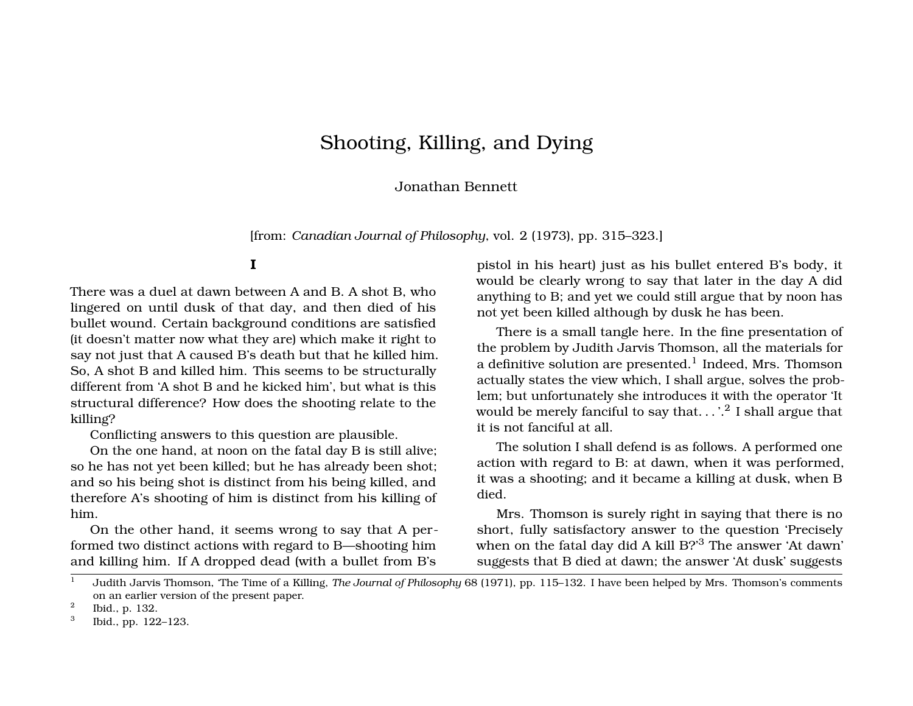# Shooting, Killing, and Dying

Jonathan Bennett

[from: *Canadian Journal of Philosophy*, vol. 2 (1973), pp. 315–323.]

## I

There was a duel at dawn between A and B. A shot B, who lingered on until dusk of that day, and then died of his bullet wound. Certain background conditions are satisfied (it doesn't matter now what they are) which make it right to say not just that A caused B's death but that he killed him. So, A shot B and killed him. This seems to be structurally different from 'A shot B and he kicked him', but what is this structural difference? How does the shooting relate to the killing?

Conflicting answers to this question are plausible.

On the one hand, at noon on the fatal day B is still alive; so he has not yet been killed; but he has already been shot; and so his being shot is distinct from his being killed, and therefore A's shooting of him is distinct from his killing of him.

On the other hand, it seems wrong to say that A performed two distinct actions with regard to B—shooting him and killing him. If A dropped dead (with a bullet from B's pistol in his heart) just as his bullet entered B's body, it would be clearly wrong to say that later in the day A did anything to B; and yet we could still argue that by noon has not yet been killed although by dusk he has been.

There is a small tangle here. In the fine presentation of the problem by Judith Jarvis Thomson, all the materials for a definitive solution are presented.[1] Indeed, Mrs. Thomson actually states the view which, I shall argue, solves the problem; but unfortunately she introduces it with the operator 'It would be merely fanciful to say that. . . '.[2] I shall argue that it is not fanciful at all.

The solution I shall defend is as follows. A performed one action with regard to B: at dawn, when it was performed, it was a shooting; and it became a killing at dusk, when B died.

Mrs. Thomson is surely right in saying that there is no short, fully satisfactory answer to the question 'Precisely when on the fatal day did A kill B?'[3] The answer 'At dawn' suggests that B died at dawn; the answer 'At dusk' suggests

---

[1] Judith Jarvis Thomson, 'The Time of a Killing, *The Journal of Philosophy* 68 (1971), pp. 115–132. I have been helped by Mrs. Thomson's comments on an earlier version of the present paper.

[2] Ibid., p. 132.

[3] Ibid., pp. 122–123.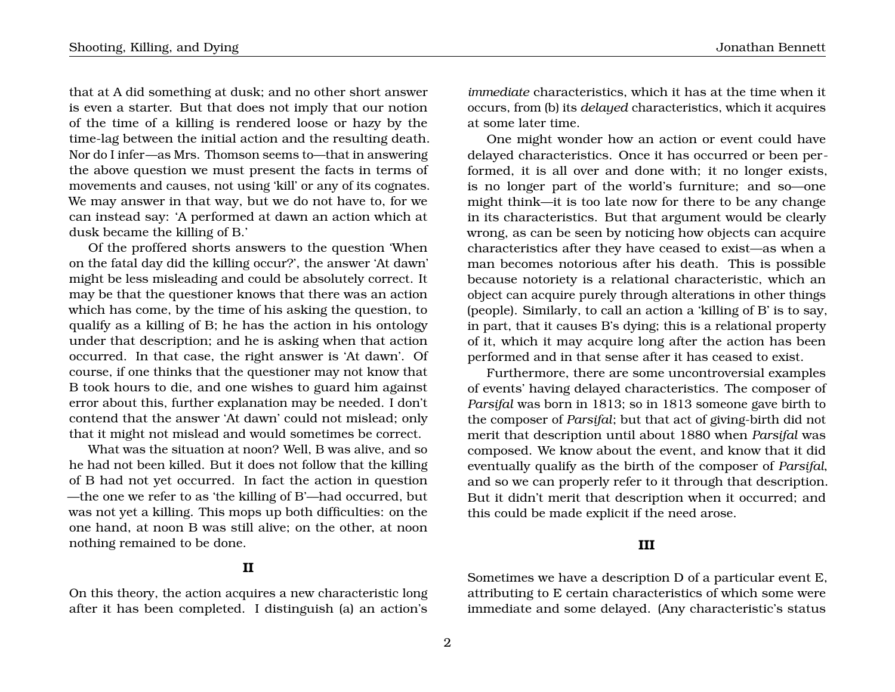that at A did something at dusk; and no other short answer is even a starter. But that does not imply that our notion of the time of a killing is rendered loose or hazy by the time-lag between the initial action and the resulting death. Nor do I infer—as Mrs. Thomson seems to—that in answering the above question we must present the facts in terms of movements and causes, not using 'kill' or any of its cognates. We may answer in that way, but we do not have to, for we can instead say: 'A performed at dawn an action which at dusk became the killing of B.'

Of the proffered shorts answers to the question 'When on the fatal day did the killing occur?', the answer 'At dawn' might be less misleading and could be absolutely correct. It may be that the questioner knows that there was an action which has come, by the time of his asking the question, to qualify as a killing of B; he has the action in his ontology under that description; and he is asking when that action occurred. In that case, the right answer is 'At dawn'. Of course, if one thinks that the questioner may not know that B took hours to die, and one wishes to guard him against error about this, further explanation may be needed. I don't contend that the answer 'At dawn' could not mislead; only that it might not mislead and would sometimes be correct.

What was the situation at noon? Well, B was alive, and so he had not been killed. But it does not follow that the killing of B had not yet occurred. In fact the action in question —the one we refer to as 'the killing of B'—had occurred, but was not yet a killing. This mops up both difficulties: on the one hand, at noon B was still alive; on the other, at noon nothing remained to be done.

## II

On this theory, the action acquires a new characteristic long after it has been completed. I distinguish (a) an action's *immediate* characteristics, which it has at the time when it occurs, from (b) its *delayed* characteristics, which it acquires at some later time.

One might wonder how an action or event could have delayed characteristics. Once it has occurred or been performed, it is all over and done with; it no longer exists, is no longer part of the world's furniture; and so—one might think—it is too late now for there to be any change in its characteristics. But that argument would be clearly wrong, as can be seen by noticing how objects can acquire characteristics after they have ceased to exist—as when a man becomes notorious after his death. This is possible because notoriety is a relational characteristic, which an object can acquire purely through alterations in other things (people). Similarly, to call an action a 'killing of B' is to say, in part, that it causes B's dying; this is a relational property of it, which it may acquire long after the action has been performed and in that sense after it has ceased to exist.

Furthermore, there are some uncontroversial examples of events' having delayed characteristics. The composer of *Parsifal* was born in 1813; so in 1813 someone gave birth to the composer of *Parsifal*; but that act of giving-birth did not merit that description until about 1880 when *Parsifal* was composed. We know about the event, and know that it did eventually qualify as the birth of the composer of *Parsifal*, and so we can properly refer to it through that description. But it didn't merit that description when it occurred; and this could be made explicit if the need arose.

## III

Sometimes we have a description D of a particular event E, attributing to E certain characteristics of which some were immediate and some delayed. (Any characteristic's status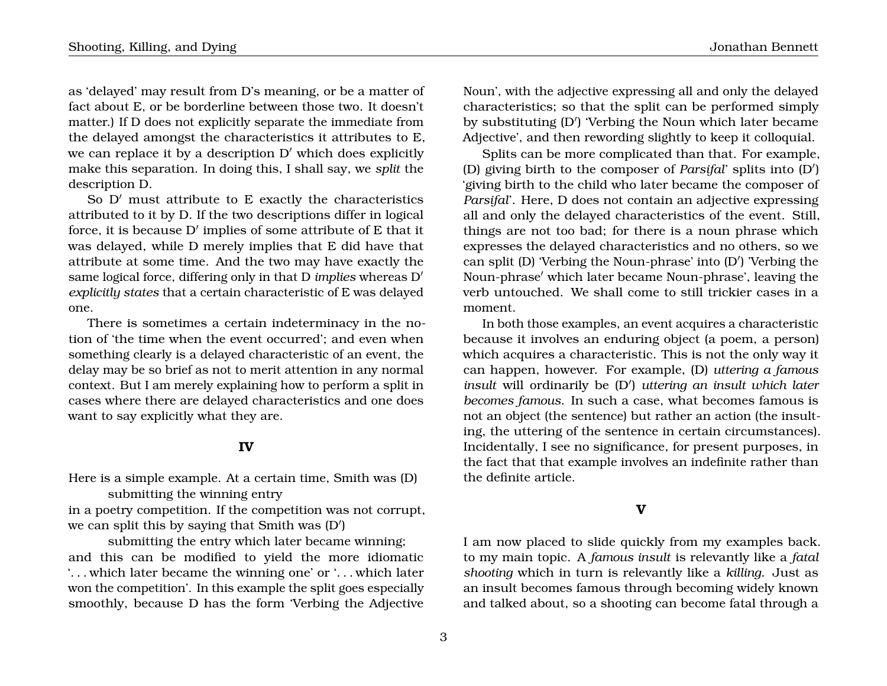as 'delayed' may result from D's meaning, or be a matter of fact about E, or be borderline between those two. It doesn't matter.) If D does not explicitly separate the immediate from the delayed amongst the characteristics it attributes to E, we can replace it by a description D′ which does explicitly make this separation. In doing this, I shall say, we *split* the description D.

So D′ must attribute to E exactly the characteristics attributed to it by D. If the two descriptions differ in logical force, it is because D′ implies of some attribute of E that it was delayed, while D merely implies that E did have that attribute at some time. And the two may have exactly the same logical force, differing only in that D *implies* whereas D′ *explicitly states* that a certain characteristic of E was delayed one.

There is sometimes a certain indeterminacy in the notion of 'the time when the event occurred'; and even when something clearly is a delayed characteristic of an event, the delay may be so brief as not to merit attention in any normal context. But I am merely explaining how to perform a split in cases where there are delayed characteristics and one does want to say explicitly what they are.

## IV

Here is a simple example. At a certain time, Smith was (D)

> submitting the winning entry

in a poetry competition. If the competition was not corrupt, we can split this by saying that Smith was (D′)

> submitting the entry which later became winning;

and this can be modified to yield the more idiomatic '. . . which later became the winning one' or '. . . which later won the competition'. In this example the split goes especially smoothly, because D has the form 'Verbing the Adjective Noun', with the adjective expressing all and only the delayed characteristics; so that the split can be performed simply by substituting (D′) 'Verbing the Noun which later became Adjective', and then rewording slightly to keep it colloquial.

Splits can be more complicated than that. For example, (D) giving birth to the composer of *Parsifal*' splits into (D′) 'giving birth to the child who later became the composer of *Parsifal*'. Here, D does not contain an adjective expressing all and only the delayed characteristics of the event. Still, things are not too bad; for there is a noun phrase which expresses the delayed characteristics and no others, so we can split (D) 'Verbing the Noun-phrase' into (D′) 'Verbing the Noun-phrase′ which later became Noun-phrase', leaving the verb untouched. We shall come to still trickier cases in a moment.

In both those examples, an event acquires a characteristic because it involves an enduring object (a poem, a person) which acquires a characteristic. This is not the only way it can happen, however. For example, (D) *uttering a famous insult* will ordinarily be (D′) *uttering an insult which later becomes famous*. In such a case, what becomes famous is not an object (the sentence) but rather an action (the insulting, the uttering of the sentence in certain circumstances). Incidentally, I see no significance, for present purposes, in the fact that that example involves an indefinite rather than the definite article.

## V

I am now placed to slide quickly from my examples back. to my main topic. A *famous insult* is relevantly like a *fatal shooting* which in turn is relevantly like a *killing*. Just as an insult becomes famous through becoming widely known and talked about, so a shooting can become fatal through a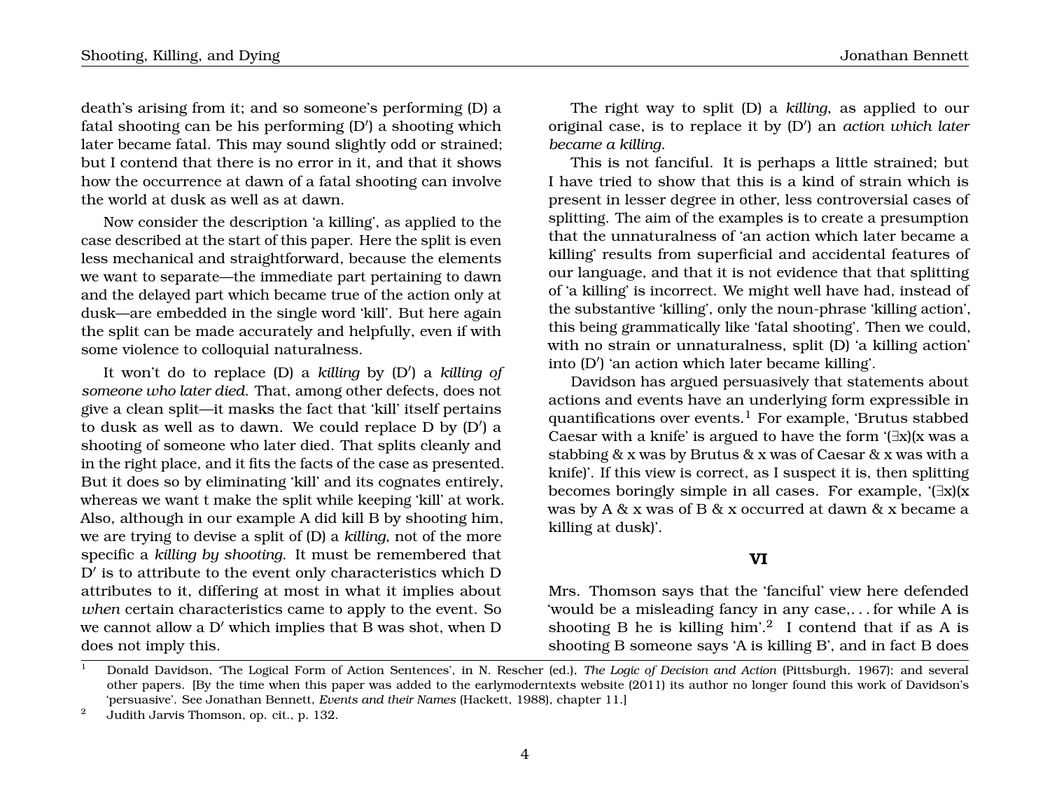death's arising from it; and so someone's performing (D) a fatal shooting can be his performing (D′) a shooting which later became fatal. This may sound slightly odd or strained; but I contend that there is no error in it, and that it shows how the occurrence at dawn of a fatal shooting can involve the world at dusk as well as at dawn.

Now consider the description 'a killing', as applied to the case described at the start of this paper. Here the split is even less mechanical and straightforward, because the elements we want to separate—the immediate part pertaining to dawn and the delayed part which became true of the action only at dusk—are embedded in the single word 'kill'. But here again the split can be made accurately and helpfully, even if with some violence to colloquial naturalness.

It won't do to replace (D) a *killing* by (D′) a *killing of someone who later died*. That, among other defects, does not give a clean split—it masks the fact that 'kill' itself pertains to dusk as well as to dawn. We could replace D by (D′) a shooting of someone who later died. That splits cleanly and in the right place, and it fits the facts of the case as presented. But it does so by eliminating 'kill' and its cognates entirely, whereas we want t make the split while keeping 'kill' at work. Also, although in our example A did kill B by shooting him, we are trying to devise a split of (D) a *killing*, not of the more specific a *killing by shooting*. It must be remembered that D′ is to attribute to the event only characteristics which D attributes to it, differing at most in what it implies about *when* certain characteristics came to apply to the event. So we cannot allow a D′ which implies that B was shot, when D does not imply this.

The right way to split (D) a *killing*, as applied to our original case, is to replace it by (D′) an *action which later became a killing*.

This is not fanciful. It is perhaps a little strained; but I have tried to show that this is a kind of strain which is present in lesser degree in other, less controversial cases of splitting. The aim of the examples is to create a presumption that the unnaturalness of 'an action which later became a killing' results from superficial and accidental features of our language, and that it is not evidence that that splitting of 'a killing' is incorrect. We might well have had, instead of the substantive 'killing', only the noun-phrase 'killing action', this being grammatically like 'fatal shooting'. Then we could, with no strain or unnaturalness, split (D) 'a killing action' into (D′) 'an action which later became killing'.

Davidson has argued persuasively that statements about actions and events have an underlying form expressible in quantifications over events.[1] For example, 'Brutus stabbed Caesar with a knife' is argued to have the form '(∃x)(x was a stabbing & x was by Brutus & x was of Caesar & x was with a knife)'. If this view is correct, as I suspect it is, then splitting becomes boringly simple in all cases. For example, '(∃x)(x was by A & x was of B & x occurred at dawn & x became a killing at dusk)'.

## VI

Mrs. Thomson says that the 'fanciful' view here defended 'would be a misleading fancy in any case,. . . for while A is shooting B he is killing him'.[2] I contend that if as A is shooting B someone says 'A is killing B', and in fact B does

---

[1] Donald Davidson, 'The Logical Form of Action Sentences', in N. Rescher (ed.), *The Logic of Decision and Action* (Pittsburgh, 1967); and several other papers. [By the time when this paper was added to the earlymoderntexts website (2011) its author no longer found this work of Davidson's 'persuasive'. See Jonathan Bennett, *Events and their Names* (Hackett, 1988), chapter 11.]

[2] Judith Jarvis Thomson, op. cit., p. 132.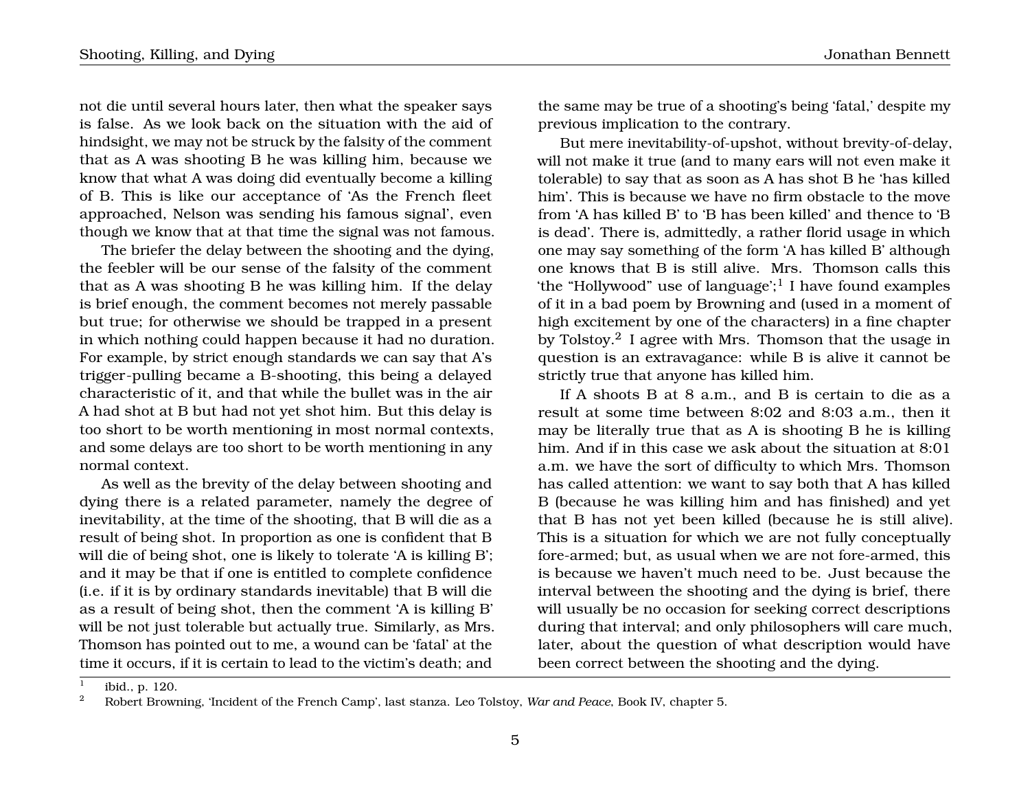not die until several hours later, then what the speaker says is false. As we look back on the situation with the aid of hindsight, we may not be struck by the falsity of the comment that as A was shooting B he was killing him, because we know that what A was doing did eventually become a killing of B. This is like our acceptance of 'As the French fleet approached, Nelson was sending his famous signal', even though we know that at that time the signal was not famous.

The briefer the delay between the shooting and the dying, the feebler will be our sense of the falsity of the comment that as A was shooting B he was killing him. If the delay is brief enough, the comment becomes not merely passable but true; for otherwise we should be trapped in a present in which nothing could happen because it had no duration. For example, by strict enough standards we can say that A's trigger-pulling became a B-shooting, this being a delayed characteristic of it, and that while the bullet was in the air A had shot at B but had not yet shot him. But this delay is too short to be worth mentioning in most normal contexts, and some delays are too short to be worth mentioning in any normal context.

As well as the brevity of the delay between shooting and dying there is a related parameter, namely the degree of inevitability, at the time of the shooting, that B will die as a result of being shot. In proportion as one is confident that B will die of being shot, one is likely to tolerate 'A is killing B'; and it may be that if one is entitled to complete confidence (i.e. if it is by ordinary standards inevitable) that B will die as a result of being shot, then the comment 'A is killing B' will be not just tolerable but actually true. Similarly, as Mrs. Thomson has pointed out to me, a wound can be 'fatal' at the time it occurs, if it is certain to lead to the victim's death; and the same may be true of a shooting's being 'fatal,' despite my previous implication to the contrary.

But mere inevitability-of-upshot, without brevity-of-delay, will not make it true (and to many ears will not even make it tolerable) to say that as soon as A has shot B he 'has killed him'. This is because we have no firm obstacle to the move from 'A has killed B' to 'B has been killed' and thence to 'B is dead'. There is, admittedly, a rather florid usage in which one may say something of the form 'A has killed B' although one knows that B is still alive. Mrs. Thomson calls this 'the "Hollywood" use of language';[1] I have found examples of it in a bad poem by Browning and (used in a moment of high excitement by one of the characters) in a fine chapter by Tolstoy.[2] I agree with Mrs. Thomson that the usage in question is an extravagance: while B is alive it cannot be strictly true that anyone has killed him.

If A shoots B at 8 a.m., and B is certain to die as a result at some time between 8:02 and 8:03 a.m., then it may be literally true that as A is shooting B he is killing him. And if in this case we ask about the situation at 8:01 a.m. we have the sort of difficulty to which Mrs. Thomson has called attention: we want to say both that A has killed B (because he was killing him and has finished) and yet that B has not yet been killed (because he is still alive). This is a situation for which we are not fully conceptually fore-armed; but, as usual when we are not fore-armed, this is because we haven't much need to be. Just because the interval between the shooting and the dying is brief, there will usually be no occasion for seeking correct descriptions during that interval; and only philosophers will care much, later, about the question of what description would have been correct between the shooting and the dying.

---

[1] ibid., p. 120.

[2] Robert Browning, 'Incident of the French Camp', last stanza. Leo Tolstoy, *War and Peace*, Book IV, chapter 5.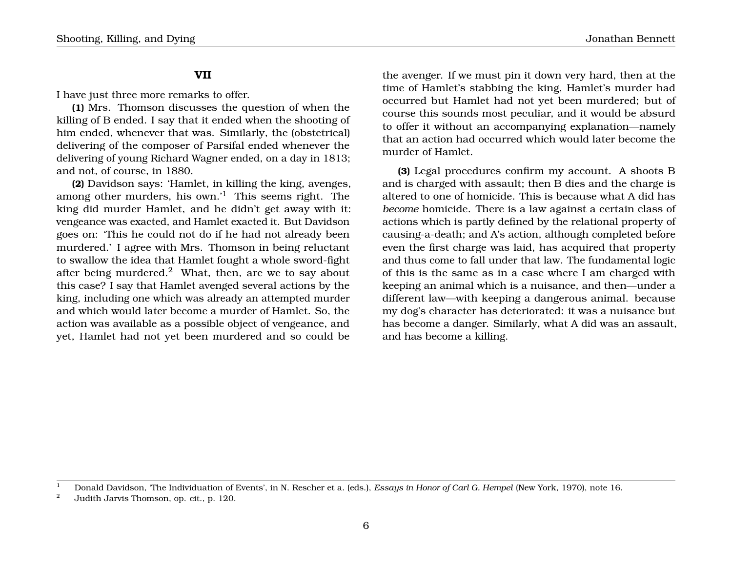### VII

I have just three more remarks to offer.

**(1)** Mrs. Thomson discusses the question of when the killing of B ended. I say that it ended when the shooting of him ended, whenever that was. Similarly, the (obstetrical) delivering of the composer of Parsifal ended whenever the delivering of young Richard Wagner ended, on a day in 1813; and not, of course, in 1880.

**(2)** Davidson says: 'Hamlet, in killing the king, avenges, among other murders, his own.'[1] This seems right. The king did murder Hamlet, and he didn't get away with it: vengeance was exacted, and Hamlet exacted it. But Davidson goes on: 'This he could not do if he had not already been murdered.' I agree with Mrs. Thomson in being reluctant to swallow the idea that Hamlet fought a whole sword-fight after being murdered.[2] What, then, are we to say about this case? I say that Hamlet avenged several actions by the king, including one which was already an attempted murder and which would later become a murder of Hamlet. So, the action was available as a possible object of vengeance, and yet, Hamlet had not yet been murdered and so could be the avenger. If we must pin it down very hard, then at the time of Hamlet's stabbing the king, Hamlet's murder had occurred but Hamlet had not yet been murdered; but of course this sounds most peculiar, and it would be absurd to offer it without an accompanying explanation—namely that an action had occurred which would later become the murder of Hamlet.

**(3)** Legal procedures confirm my account. A shoots B and is charged with assault; then B dies and the charge is altered to one of homicide. This is because what A did has *become* homicide. There is a law against a certain class of actions which is partly defined by the relational property of causing-a-death; and A's action, although completed before even the first charge was laid, has acquired that property and thus come to fall under that law. The fundamental logic of this is the same as in a case where I am charged with keeping an animal which is a nuisance, and then—under a different law—with keeping a dangerous animal. because my dog's character has deteriorated: it was a nuisance but has become a danger. Similarly, what A did was an assault, and has become a killing.

---

[1] Donald Davidson, 'The Individuation of Events', in N. Rescher et a. (eds.), *Essays in Honor of Carl G. Hempel* (New York, 1970), note 16.

[2] Judith Jarvis Thomson, op. cit., p. 120.